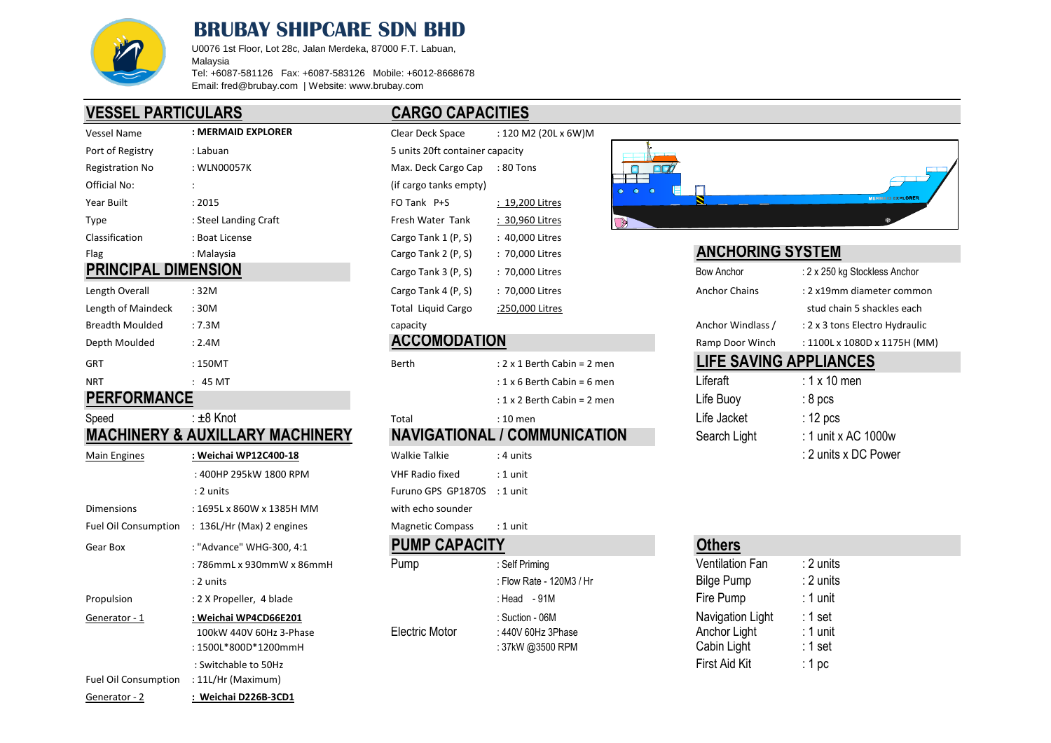# BRUBAY SHIPCARE SDN BHD

U0076 1st Floor, Lot 28c, Jalan Merdeka, 87000 F.T. Labuan, Malaysia
Tel: +6087-581126 Fax: +6087-583126 Mobile: +6012-8668678
Email: fred@brubay.com | Website: www.brubay.com

## VESSEL PARTICULARS

| | |
|---|---|
| Vessel Name | : **MERMAID EXPLORER** |
| Port of Registry | : Labuan |
| Registration No | : WLN00057K |
| Official No: | : |
| Year Built | : 2015 |
| Type | : Steel Landing Craft |
| Classification | : Boat License |
| Flag | : Malaysia |

## PRINCIPAL DIMENSION

| | |
|---|---|
| Length Overall | : 32M |
| Length of Maindeck | : 30M |
| Breadth Moulded | : 7.3M |
| Depth Moulded | : 2.4M |
| GRT | : 150MT |
| NRT | : 45 MT |

## PERFORMANCE

| | |
|---|---|
| Speed | : ±8 Knot |

## MACHINERY & AUXILLARY MACHINERY

| | |
|---|---|
| Main Engines | : **Weichai WP12C400-18** |
| | : 400HP 295kW 1800 RPM |
| | : 2 units |
| Dimensions | : 1695L x 860W x 1385H MM |
| Fuel Oil Consumption | : 136L/Hr (Max) 2 engines |
| Gear Box | : "Advance" WHG-300, 4:1 |
| | : 786mmL x 930mmW x 86mmH |
| | : 2 units |
| Propulsion | : 2 X Propeller, 4 blade |
| Generator - 1 | : **Weichai WP4CD66E201** |
| | 100kW 440V 60Hz 3-Phase |
| | : 1500L*800D*1200mmH |
| | : Switchable to 50Hz |
| Fuel Oil Consumption | : 11L/Hr (Maximum) |
| Generator - 2 | : **Weichai D226B-3CD1** |

## CARGO CAPACITIES

| | |
|---|---|
| Clear Deck Space | : 120 M2 (20L x 6W)M |
| 5 units 20ft container capacity | |
| Max. Deck Cargo Cap (if cargo tanks empty) | : 80 Tons |
| FO Tank P+S | : 19,200 Litres |
| Fresh Water Tank | : 30,960 Litres |
| Cargo Tank 1 (P, S) | : 40,000 Litres |
| Cargo Tank 2 (P, S) | : 70,000 Litres |
| Cargo Tank 3 (P, S) | : 70,000 Litres |
| Cargo Tank 4 (P, S) | : 70,000 Litres |
| Total Liquid Cargo capacity | :250,000 Litres |

## ACCOMODATION

| | |
|---|---|
| Berth | : 2 x 1 Berth Cabin = 2 men |
| | : 1 x 6 Berth Cabin = 6 men |
| | : 1 x 2 Berth Cabin = 2 men |
| Total | : 10 men |

## NAVIGATIONAL / COMMUNICATION

| | |
|---|---|
| Walkie Talkie | : 4 units |
| VHF Radio fixed | : 1 unit |
| Furuno GPS GP1870S with echo sounder | : 1 unit |
| Magnetic Compass | : 1 unit |

## PUMP CAPACITY

| | |
|---|---|
| Pump | : Self Priming |
| | : Flow Rate - 120M3 / Hr |
| | : Head - 91M |
| | : Suction - 06M |
| Electric Motor | : 440V 60Hz 3Phase |
| | : 37kW @3500 RPM |

## ANCHORING SYSTEM

| | |
|---|---|
| Bow Anchor | : 2 x 250 kg Stockless Anchor |
| Anchor Chains | : 2 x19mm diameter common stud chain 5 shackles each |
| Anchor Windlass / Ramp Door Winch | : 2 x 3 tons Electro Hydraulic |
| | : 1100L x 1080D x 1175H (MM) |

## LIFE SAVING APPLIANCES

| | |
|---|---|
| Liferaft | : 1 x 10 men |
| Life Buoy | : 8 pcs |
| Life Jacket | : 12 pcs |
| Search Light | : 1 unit x AC 1000w |
| | : 2 units x DC Power |

## Others

| | |
|---|---|
| Ventilation Fan | : 2 units |
| Bilge Pump | : 2 units |
| Fire Pump | : 1 unit |
| Navigation Light | : 1 set |
| Anchor Light | : 1 unit |
| Cabin Light | : 1 set |
| First Aid Kit | : 1 pc |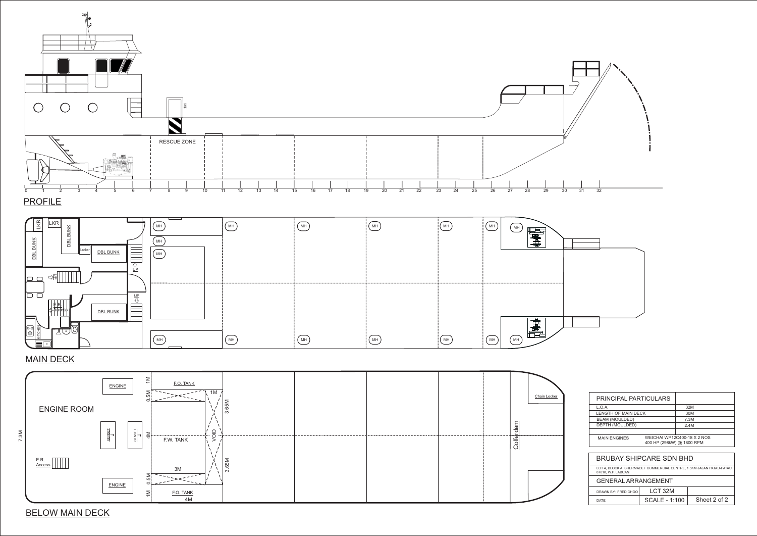PROFILE

RESCUE ZONE

1M

0 1 2 3 4 5 6 7 8 9 10 11 12 13 14 15 16 17 18 19 20 21 22 23 24 25 26 27 28 29 30 31 32

MAIN DECK

LKR
LKR
DBL BUNK
DBL BUNK
Locker
DBL BUNK
UP
UP
E.R. Access
DBL BUNK
KITCHEN
MH

BELOW MAIN DECK

ENGINE ROOM
ENGINE
GENSET 1
GENSET 2
E.R. Access
ENGINE
F.O. TANK
F.W. TANK
F.O. TANK
VOID
1M
0.5M
4M
0.5M
1M
1M
3.65M
3.65M
3M
4M
7.3M
Cofferdam
Chain Locker

| PRINCIPAL PARTICULARS | |
|---|---|
| L.O.A. | 32M |
| LENGTH OF MAIN DECK | 30M |
| BEAM (MOULDED) | 7.3M |
| DEPTH (MOULDED) | 2.4M |
| MAIN ENGINES | WEICHAI WP12C400-18 X 2 NOS 400 HP (298kW) @ 1800 RPM |

| BRUBAY SHIPCARE SDN BHD | | |
|---|---|---|
| LOT 4, BLOCK A, SHERMADEF COMMERCIAL CENTRE, 1.5KM JALAN PATAU-PATAU 87018, W.P. LABUAN | | |
| GENERAL ARRANGEMENT | | |
| DRAWN BY: FRED CHOO | LCT 32M | |
| DATE: | SCALE - 1:100 | Sheet 2 of 2 |